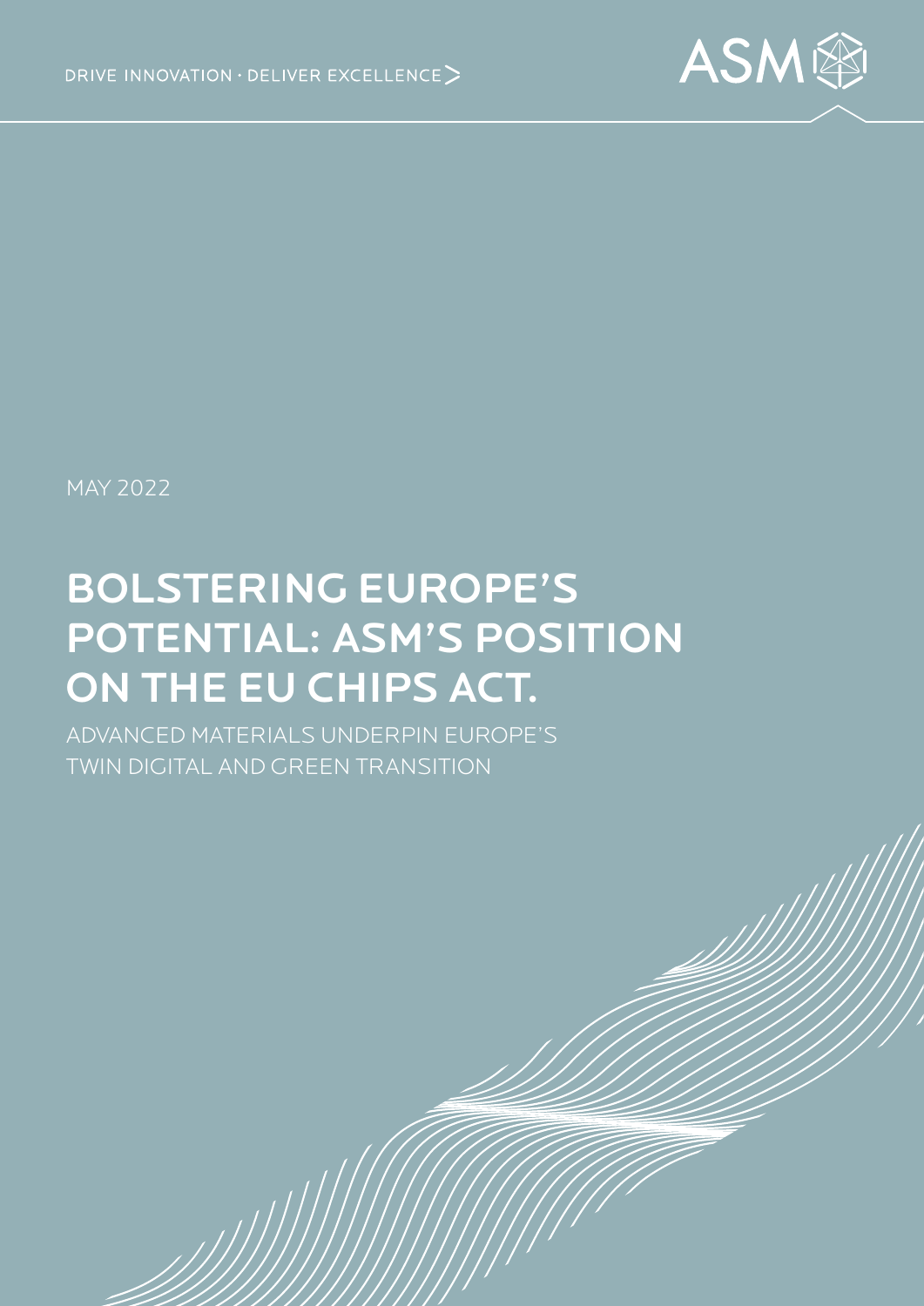DRIVE INNOVATION · DELIVER EXCELLENCE >

ASM

MAY 2022

# BOLSTERING EUROPE'S POTENTIAL: ASM'S POSITION ON THE EU CHIPS ACT.

ADVANCED MATERIALS UNDERPIN EUROPE'S TWIN DIGITAL AND GREEN TRANSITION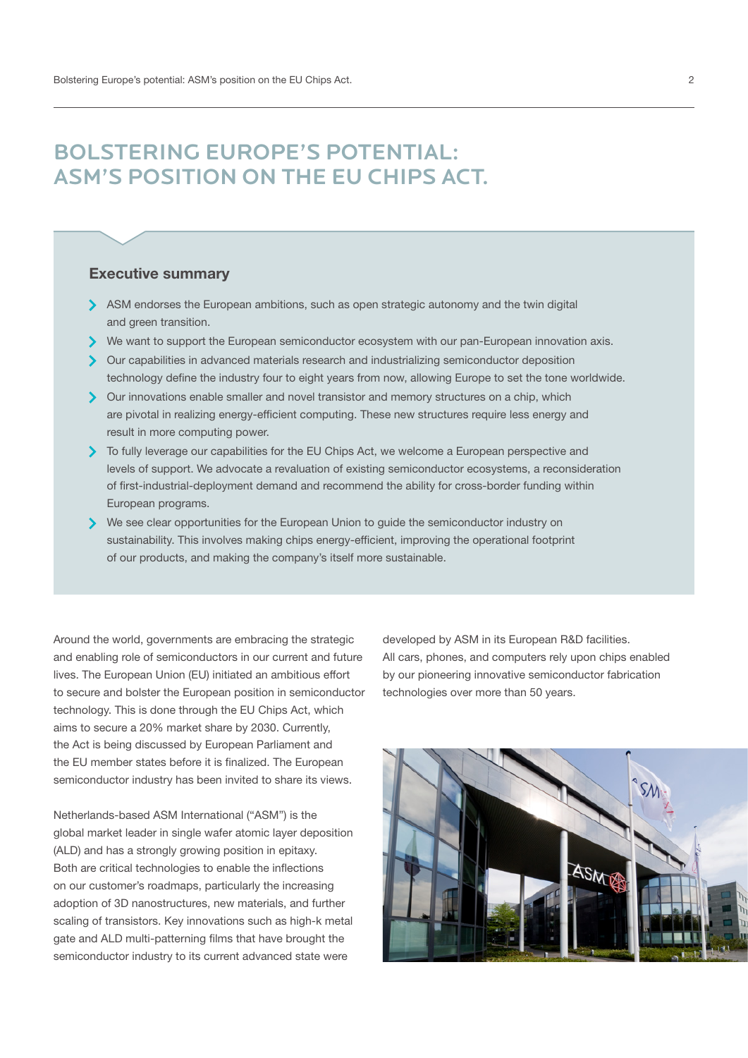# BOLSTERING EUROPE'S POTENTIAL: ASM'S POSITION ON THE EU CHIPS ACT.

## Executive summary

- ASM endorses the European ambitions, such as open strategic autonomy and the twin digital and green transition.
- We want to support the European semiconductor ecosystem with our pan-European innovation axis.
- Our capabilities in advanced materials research and industrializing semiconductor deposition technology define the industry four to eight years from now, allowing Europe to set the tone worldwide.
- Our innovations enable smaller and novel transistor and memory structures on a chip, which are pivotal in realizing energy-efficient computing. These new structures require less energy and result in more computing power.
- To fully leverage our capabilities for the EU Chips Act, we welcome a European perspective and levels of support. We advocate a revaluation of existing semiconductor ecosystems, a reconsideration of first-industrial-deployment demand and recommend the ability for cross-border funding within European programs.
- We see clear opportunities for the European Union to guide the semiconductor industry on sustainability. This involves making chips energy-efficient, improving the operational footprint of our products, and making the company's itself more sustainable.

Around the world, governments are embracing the strategic and enabling role of semiconductors in our current and future lives. The European Union (EU) initiated an ambitious effort to secure and bolster the European position in semiconductor technology. This is done through the EU Chips Act, which aims to secure a 20% market share by 2030. Currently, the Act is being discussed by European Parliament and the EU member states before it is finalized. The European semiconductor industry has been invited to share its views.

Netherlands-based ASM International ("ASM") is the global market leader in single wafer atomic layer deposition (ALD) and has a strongly growing position in epitaxy. Both are critical technologies to enable the inflections on our customer's roadmaps, particularly the increasing adoption of 3D nanostructures, new materials, and further scaling of transistors. Key innovations such as high-k metal gate and ALD multi-patterning films that have brought the semiconductor industry to its current advanced state were developed by ASM in its European R&D facilities. All cars, phones, and computers rely upon chips enabled by our pioneering innovative semiconductor fabrication technologies over more than 50 years.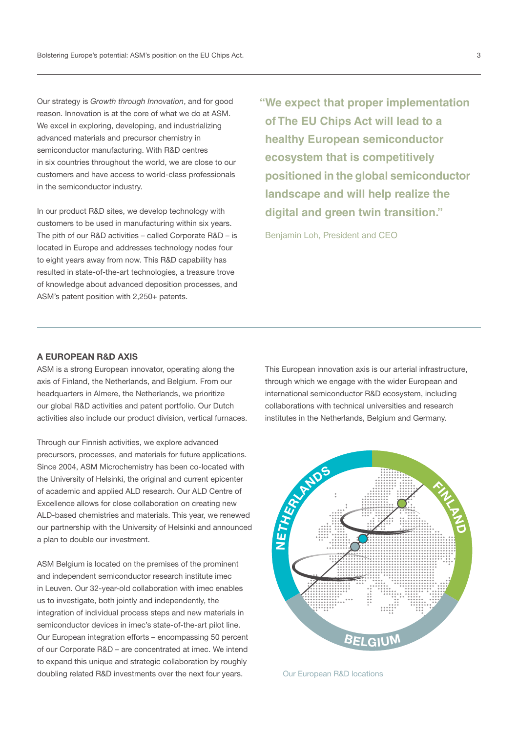Our strategy is *Growth through Innovation*, and for good reason. Innovation is at the core of what we do at ASM. We excel in exploring, developing, and industrializing advanced materials and precursor chemistry in semiconductor manufacturing. With R&D centres in six countries throughout the world, we are close to our customers and have access to world-class professionals in the semiconductor industry.

In our product R&D sites, we develop technology with customers to be used in manufacturing within six years. The pith of our R&D activities – called Corporate R&D – is located in Europe and addresses technology nodes four to eight years away from now. This R&D capability has resulted in state-of-the-art technologies, a treasure trove of knowledge about advanced deposition processes, and ASM's patent position with 2,250+ patents.

> **"We expect that proper implementation of The EU Chips Act will lead to a healthy European semiconductor ecosystem that is competitively positioned in the global semiconductor landscape and will help realize the digital and green twin transition."**
>
> Benjamin Loh, President and CEO

### A EUROPEAN R&D AXIS

ASM is a strong European innovator, operating along the axis of Finland, the Netherlands, and Belgium. From our headquarters in Almere, the Netherlands, we prioritize our global R&D activities and patent portfolio. Our Dutch activities also include our product division, vertical furnaces.

Through our Finnish activities, we explore advanced precursors, processes, and materials for future applications. Since 2004, ASM Microchemistry has been co-located with the University of Helsinki, the original and current epicenter of academic and applied ALD research. Our ALD Centre of Excellence allows for close collaboration on creating new ALD-based chemistries and materials. This year, we renewed our partnership with the University of Helsinki and announced a plan to double our investment.

ASM Belgium is located on the premises of the prominent and independent semiconductor research institute imec in Leuven. Our 32-year-old collaboration with imec enables us to investigate, both jointly and independently, the integration of individual process steps and new materials in semiconductor devices in imec's state-of-the-art pilot line. Our European integration efforts – encompassing 50 percent of our Corporate R&D – are concentrated at imec. We intend to expand this unique and strategic collaboration by roughly doubling related R&D investments over the next four years.

This European innovation axis is our arterial infrastructure, through which we engage with the wider European and international semiconductor R&D ecosystem, including collaborations with technical universities and research institutes in the Netherlands, Belgium and Germany.

Our European R&D locations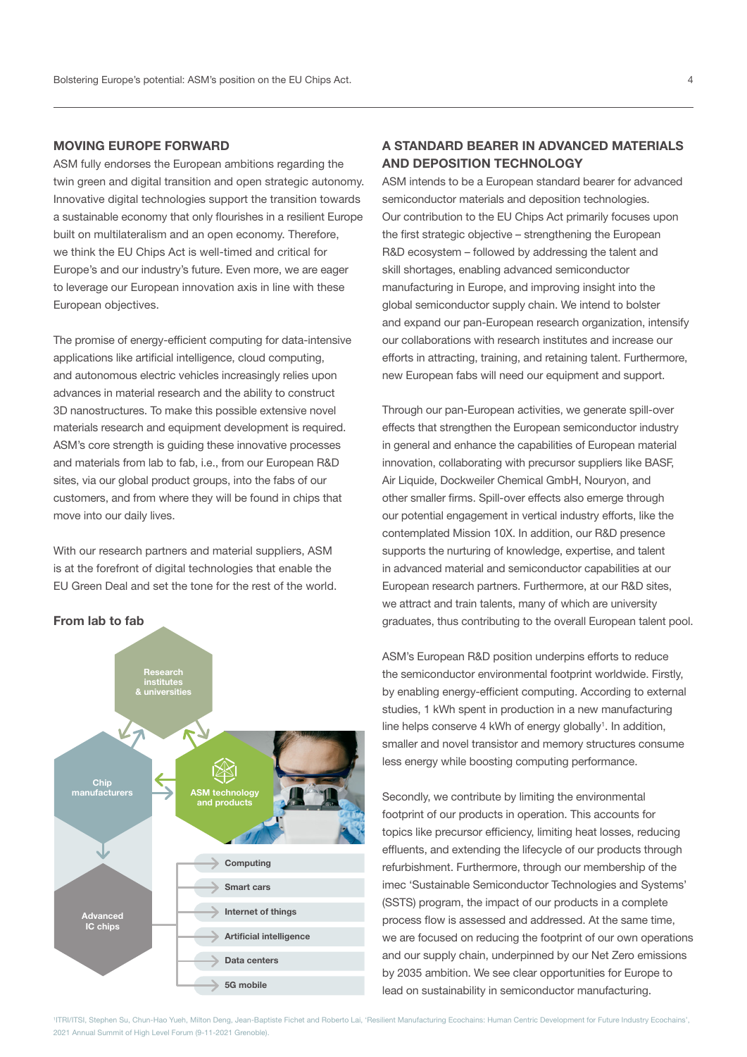## MOVING EUROPE FORWARD

ASM fully endorses the European ambitions regarding the twin green and digital transition and open strategic autonomy. Innovative digital technologies support the transition towards a sustainable economy that only flourishes in a resilient Europe built on multilateralism and an open economy. Therefore, we think the EU Chips Act is well-timed and critical for Europe's and our industry's future. Even more, we are eager to leverage our European innovation axis in line with these European objectives.

The promise of energy-efficient computing for data-intensive applications like artificial intelligence, cloud computing, and autonomous electric vehicles increasingly relies upon advances in material research and the ability to construct 3D nanostructures. To make this possible extensive novel materials research and equipment development is required. ASM's core strength is guiding these innovative processes and materials from lab to fab, i.e., from our European R&D sites, via our global product groups, into the fabs of our customers, and from where they will be found in chips that move into our daily lives.

With our research partners and material suppliers, ASM is at the forefront of digital technologies that enable the EU Green Deal and set the tone for the rest of the world.

**From lab to fab**

Research institutes & universities

Chip manufacturers

ASM technology and products

Advanced IC chips

- Computing
- Smart cars
- Internet of things
- Artificial intelligence
- Data centers
- 5G mobile

## A STANDARD BEARER IN ADVANCED MATERIALS AND DEPOSITION TECHNOLOGY

ASM intends to be a European standard bearer for advanced semiconductor materials and deposition technologies. Our contribution to the EU Chips Act primarily focuses upon the first strategic objective – strengthening the European R&D ecosystem – followed by addressing the talent and skill shortages, enabling advanced semiconductor manufacturing in Europe, and improving insight into the global semiconductor supply chain. We intend to bolster and expand our pan-European research organization, intensify our collaborations with research institutes and increase our efforts in attracting, training, and retaining talent. Furthermore, new European fabs will need our equipment and support.

Through our pan-European activities, we generate spill-over effects that strengthen the European semiconductor industry in general and enhance the capabilities of European material innovation, collaborating with precursor suppliers like BASF, Air Liquide, Dockweiler Chemical GmbH, Nouryon, and other smaller firms. Spill-over effects also emerge through our potential engagement in vertical industry efforts, like the contemplated Mission 10X. In addition, our R&D presence supports the nurturing of knowledge, expertise, and talent in advanced material and semiconductor capabilities at our European research partners. Furthermore, at our R&D sites, we attract and train talents, many of which are university graduates, thus contributing to the overall European talent pool.

ASM's European R&D position underpins efforts to reduce the semiconductor environmental footprint worldwide. Firstly, by enabling energy-efficient computing. According to external studies, 1 kWh spent in production in a new manufacturing line helps conserve 4 kWh of energy globally[1]. In addition, smaller and novel transistor and memory structures consume less energy while boosting computing performance.

Secondly, we contribute by limiting the environmental footprint of our products in operation. This accounts for topics like precursor efficiency, limiting heat losses, reducing effluents, and extending the lifecycle of our products through refurbishment. Furthermore, through our membership of the imec 'Sustainable Semiconductor Technologies and Systems' (SSTS) program, the impact of our products in a complete process flow is assessed and addressed. At the same time, we are focused on reducing the footprint of our own operations and our supply chain, underpinned by our Net Zero emissions by 2035 ambition. We see clear opportunities for Europe to lead on sustainability in semiconductor manufacturing.

[1] ITRI/ITSI, Stephen Su, Chun-Hao Yueh, Milton Deng, Jean-Baptiste Fichet and Roberto Lai, 'Resilient Manufacturing Ecochains: Human Centric Development for Future Industry Ecochains', 2021 Annual Summit of High Level Forum (9-11-2021 Grenoble).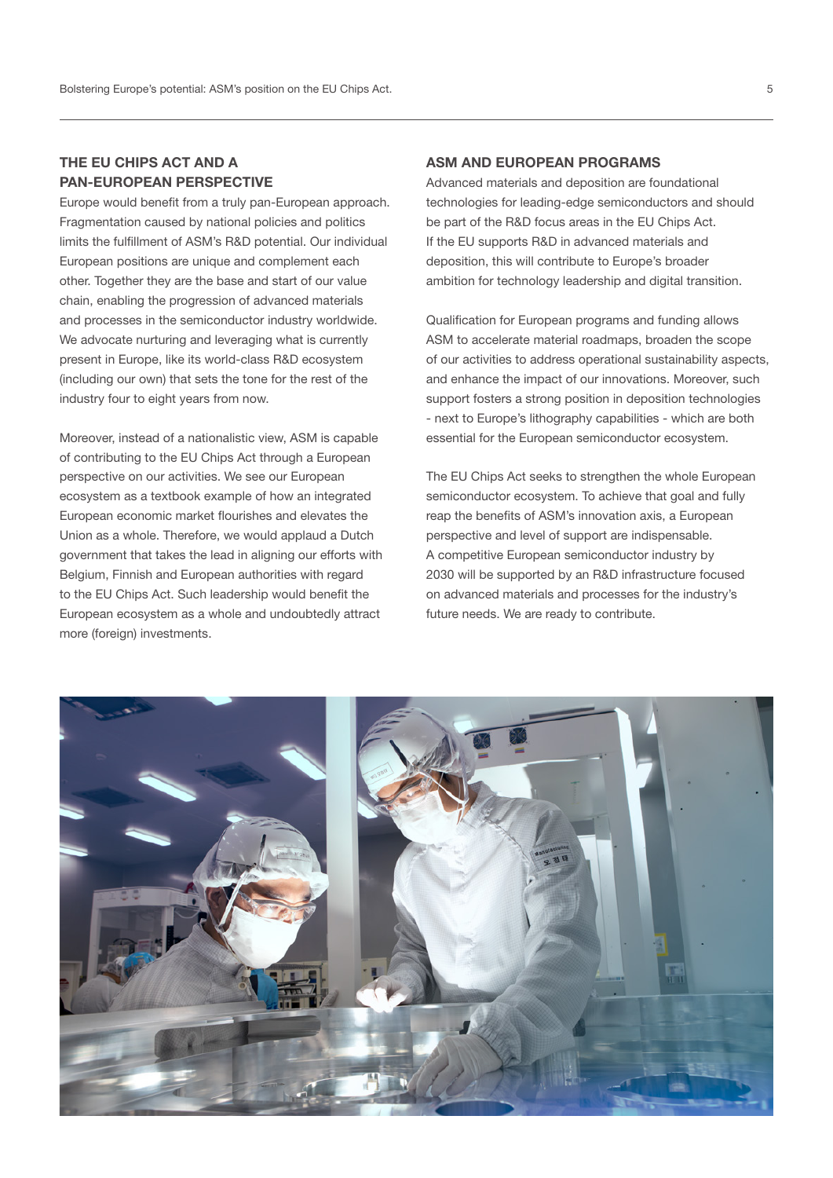## THE EU CHIPS ACT AND A PAN-EUROPEAN PERSPECTIVE

Europe would benefit from a truly pan-European approach. Fragmentation caused by national policies and politics limits the fulfillment of ASM's R&D potential. Our individual European positions are unique and complement each other. Together they are the base and start of our value chain, enabling the progression of advanced materials and processes in the semiconductor industry worldwide. We advocate nurturing and leveraging what is currently present in Europe, like its world-class R&D ecosystem (including our own) that sets the tone for the rest of the industry four to eight years from now.

Moreover, instead of a nationalistic view, ASM is capable of contributing to the EU Chips Act through a European perspective on our activities. We see our European ecosystem as a textbook example of how an integrated European economic market flourishes and elevates the Union as a whole. Therefore, we would applaud a Dutch government that takes the lead in aligning our efforts with Belgium, Finnish and European authorities with regard to the EU Chips Act. Such leadership would benefit the European ecosystem as a whole and undoubtedly attract more (foreign) investments.

## ASM AND EUROPEAN PROGRAMS

Advanced materials and deposition are foundational technologies for leading-edge semiconductors and should be part of the R&D focus areas in the EU Chips Act. If the EU supports R&D in advanced materials and deposition, this will contribute to Europe's broader ambition for technology leadership and digital transition.

Qualification for European programs and funding allows ASM to accelerate material roadmaps, broaden the scope of our activities to address operational sustainability aspects, and enhance the impact of our innovations. Moreover, such support fosters a strong position in deposition technologies - next to Europe's lithography capabilities - which are both essential for the European semiconductor ecosystem.

The EU Chips Act seeks to strengthen the whole European semiconductor ecosystem. To achieve that goal and fully reap the benefits of ASM's innovation axis, a European perspective and level of support are indispensable. A competitive European semiconductor industry by 2030 will be supported by an R&D infrastructure focused on advanced materials and processes for the industry's future needs. We are ready to contribute.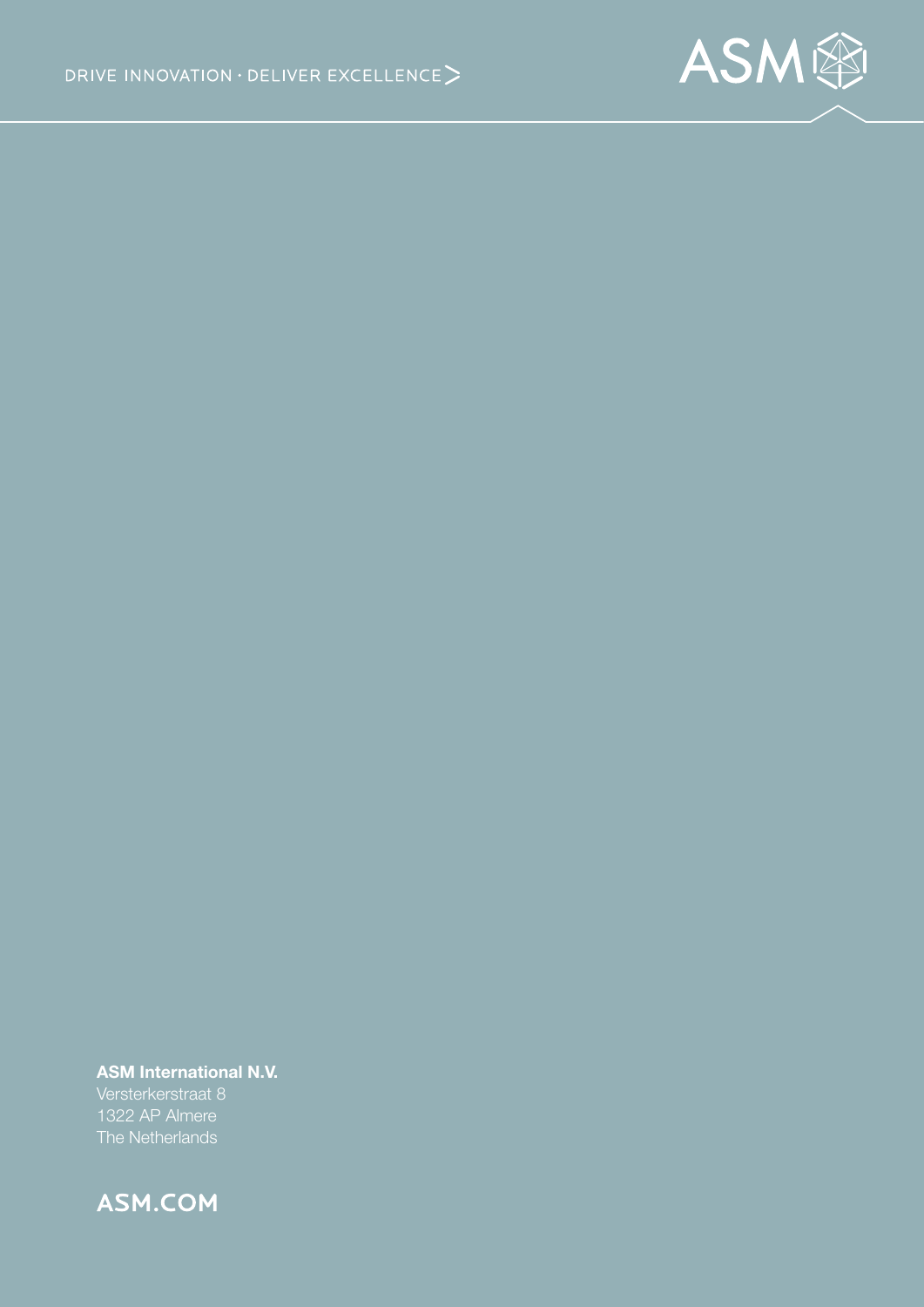DRIVE INNOVATION · DELIVER EXCELLENCE

ASM

**ASM International N.V.**
Versterkerstraat 8
1322 AP Almere
The Netherlands

**ASM.COM**